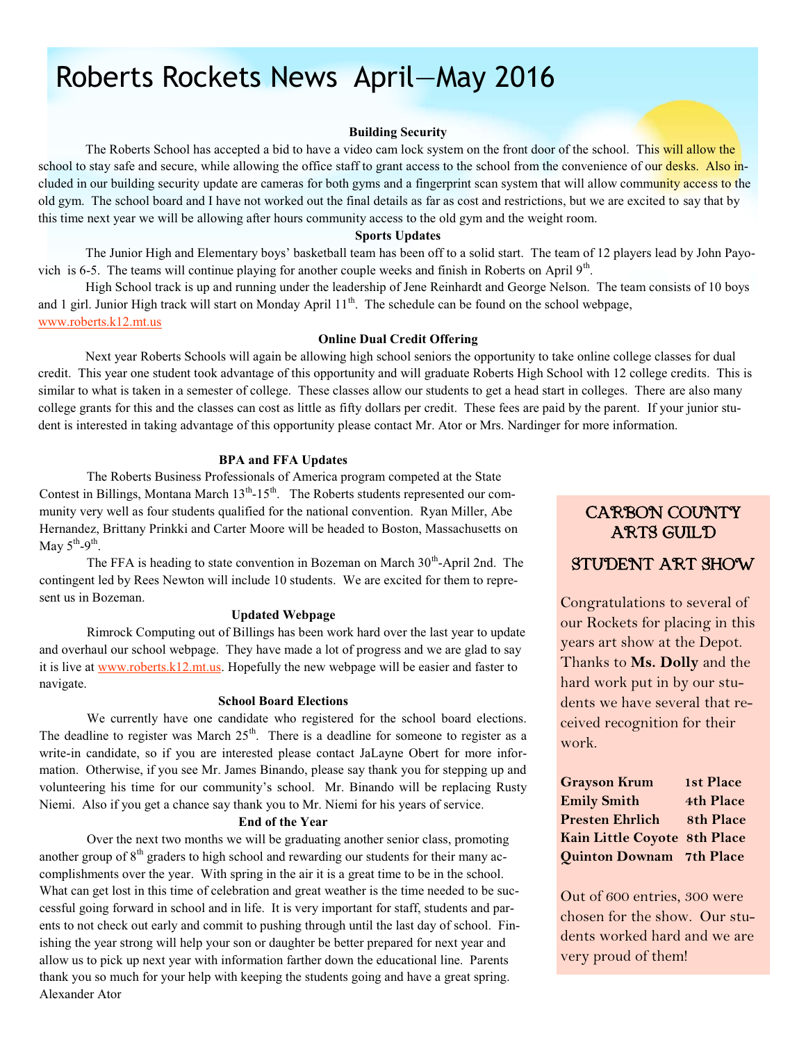# Roberts Rockets News April—May 2016

### Building Security

The Roberts School has accepted a bid to have a video cam lock system on the front door of the school. This will allow the school to stay safe and secure, while allowing the office staff to grant access to the school from the convenience of our desks. Also included in our building security update are cameras for both gyms and a fingerprint scan system that will allow community access to the old gym. The school board and I have not worked out the final details as far as cost and restrictions, but we are excited to say that by this time next year we will be allowing after hours community access to the old gym and the weight room.

### Sports Updates

The Junior High and Elementary boys' basketball team has been off to a solid start. The team of 12 players lead by John Payovich is 6-5. The teams will continue playing for another couple weeks and finish in Roberts on April 9th.

High School track is up and running under the leadership of Jene Reinhardt and George Nelson. The team consists of 10 boys and 1 girl. Junior High track will start on Monday April 11th. The schedule can be found on the school webpage, www.roberts.k12.mt.us

### Online Dual Credit Offering

Next year Roberts Schools will again be allowing high school seniors the opportunity to take online college classes for dual credit. This year one student took advantage of this opportunity and will graduate Roberts High School with 12 college credits. This is similar to what is taken in a semester of college. These classes allow our students to get a head start in colleges. There are also many college grants for this and the classes can cost as little as fifty dollars per credit. These fees are paid by the parent. If your junior student is interested in taking advantage of this opportunity please contact Mr. Ator or Mrs. Nardinger for more information.

### BPA and FFA Updates

The Roberts Business Professionals of America program competed at the State Contest in Billings, Montana March 13th-15th. The Roberts students represented our community very well as four students qualified for the national convention. Ryan Miller, Abe Hernandez, Brittany Prinkki and Carter Moore will be headed to Boston, Massachusetts on May 5th-9th.

The FFA is heading to state convention in Bozeman on March 30th-April 2nd. The contingent led by Rees Newton will include 10 students. We are excited for them to represent us in Bozeman.

### Updated Webpage

Rimrock Computing out of Billings has been work hard over the last year to update and overhaul our school webpage. They have made a lot of progress and we are glad to say it is live at www.roberts.k12.mt.us. Hopefully the new webpage will be easier and faster to navigate.

### School Board Elections

We currently have one candidate who registered for the school board elections. The deadline to register was March 25th. There is a deadline for someone to register as a write-in candidate, so if you are interested please contact JaLayne Obert for more information. Otherwise, if you see Mr. James Binando, please say thank you for stepping up and volunteering his time for our community's school. Mr. Binando will be replacing Rusty Niemi. Also if you get a chance say thank you to Mr. Niemi for his years of service.

### End of the Year

Over the next two months we will be graduating another senior class, promoting another group of 8th graders to high school and rewarding our students for their many accomplishments over the year. With spring in the air it is a great time to be in the school. What can get lost in this time of celebration and great weather is the time needed to be successful going forward in school and in life. It is very important for staff, students and parents to not check out early and commit to pushing through until the last day of school. Finishing the year strong will help your son or daughter be better prepared for next year and allow us to pick up next year with information farther down the educational line. Parents thank you so much for your help with keeping the students going and have a great spring.

Alexander Ator

## Carbon County Arts Guild

## Student Art Show

Congratulations to several of our Rockets for placing in this years art show at the Depot. Thanks to **Ms. Dolly** and the hard work put in by our students we have several that received recognition for their work.

| | |
|---|---|
| **Grayson Krum** | **1st Place** |
| **Emily Smith** | **4th Place** |
| **Presten Ehrlich** | **8th Place** |
| **Kain Little Coyote** | **8th Place** |
| **Quinton Downam** | **7th Place** |

Out of 600 entries, 300 were chosen for the show. Our students worked hard and we are very proud of them!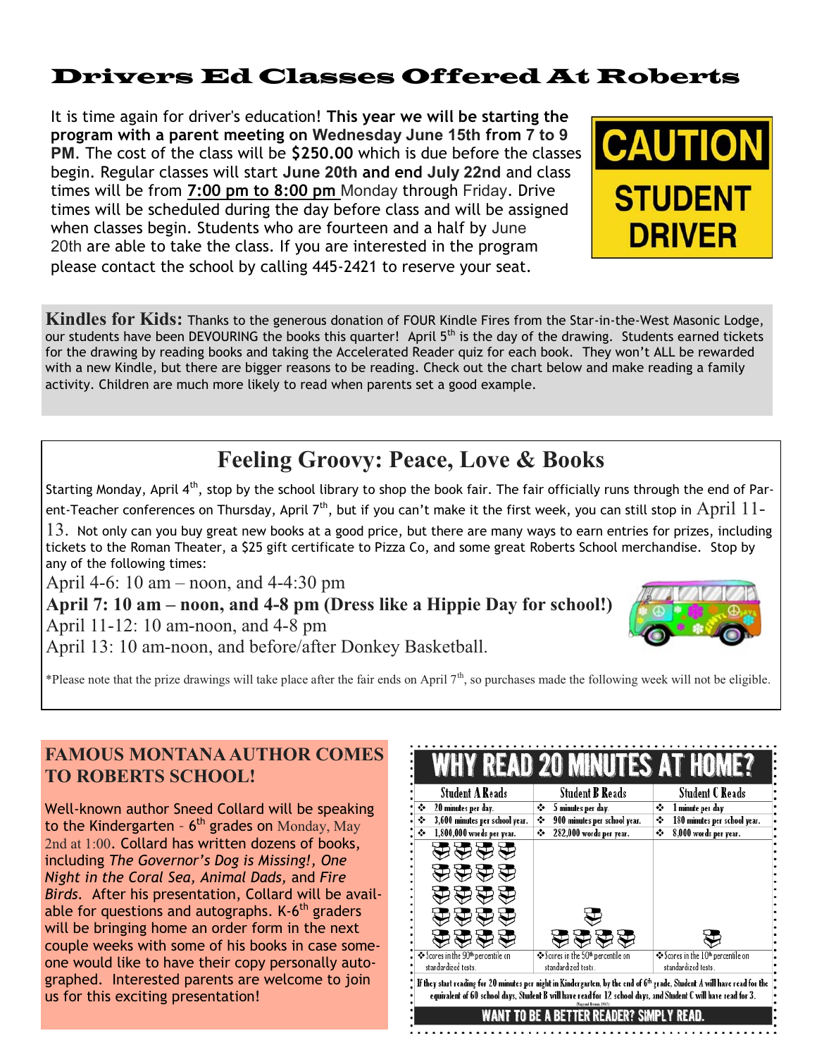## Drivers Ed Classes Offered At Roberts

It is time again for driver's education! **This year we will be starting the program with a parent meeting on Wednesday June 15th from 7 to 9 PM**. The cost of the class will be **$250.00** which is due before the classes begin. Regular classes will start **June 20th and end July 22nd** and class times will be from **7:00 pm to 8:00 pm** Monday through Friday. Drive times will be scheduled during the day before class and will be assigned when classes begin. Students who are fourteen and a half by June 20th are able to take the class. If you are interested in the program please contact the school by calling 445-2421 to reserve your seat.

CAUTION STUDENT DRIVER

**Kindles for Kids:** Thanks to the generous donation of FOUR Kindle Fires from the Star-in-the-West Masonic Lodge, our students have been DEVOURING the books this quarter! April 5th is the day of the drawing. Students earned tickets for the drawing by reading books and taking the Accelerated Reader quiz for each book. They won't ALL be rewarded with a new Kindle, but there are bigger reasons to be reading. Check out the chart below and make reading a family activity. Children are much more likely to read when parents set a good example.

## Feeling Groovy: Peace, Love & Books

Starting Monday, April 4th, stop by the school library to shop the book fair. The fair officially runs through the end of Parent-Teacher conferences on Thursday, April 7th, but if you can't make it the first week, you can still stop in April 11-13. Not only can you buy great new books at a good price, but there are many ways to earn entries for prizes, including tickets to the Roman Theater, a $25 gift certificate to Pizza Co, and some great Roberts School merchandise. Stop by any of the following times:

April 4-6: 10 am – noon, and 4-4:30 pm
**April 7: 10 am – noon, and 4-8 pm (Dress like a Hippie Day for school!)**
April 11-12: 10 am-noon, and 4-8 pm
April 13: 10 am-noon, and before/after Donkey Basketball.

*Please note that the prize drawings will take place after the fair ends on April 7th, so purchases made the following week will not be eligible.

## FAMOUS MONTANA AUTHOR COMES TO ROBERTS SCHOOL!

Well-known author Sneed Collard will be speaking to the Kindergarten - 6th grades on Monday, May 2nd at 1:00. Collard has written dozens of books, including *The Governor's Dog is Missing!, One Night in the Coral Sea, Animal Dads,* and *Fire Birds*. After his presentation, Collard will be available for questions and autographs. K-6th graders will be bringing home an order form in the next couple weeks with some of his books in case someone would like to have their copy personally autographed. Interested parents are welcome to join us for this exciting presentation!

## WHY READ 20 MINUTES AT HOME?

| Student A Reads | Student B Reads | Student C Reads |
| --- | --- | --- |
| 20 minutes per day. | 5 minutes per day. | 1 minute per day |
| 3,600 minutes per school year. | 900 minutes per school year. | 180 minutes per school year. |
| 1,800,000 words per year. | 282,000 words per year. | 8,000 words per year. |
| Scores in the 90th percentile on standardized tests. | Scores in the 50th percentile on standardized tests. | Scores in the 10th percentile on standardized tests. |

If they start reading for 20 minutes per night in Kindergarten, by the end of 6th grade, Student A will have read for the equivalent of 60 school days, Student B will have read for 12 school days, and Student C will have read for 3.

WANT TO BE A BETTER READER? SIMPLY READ.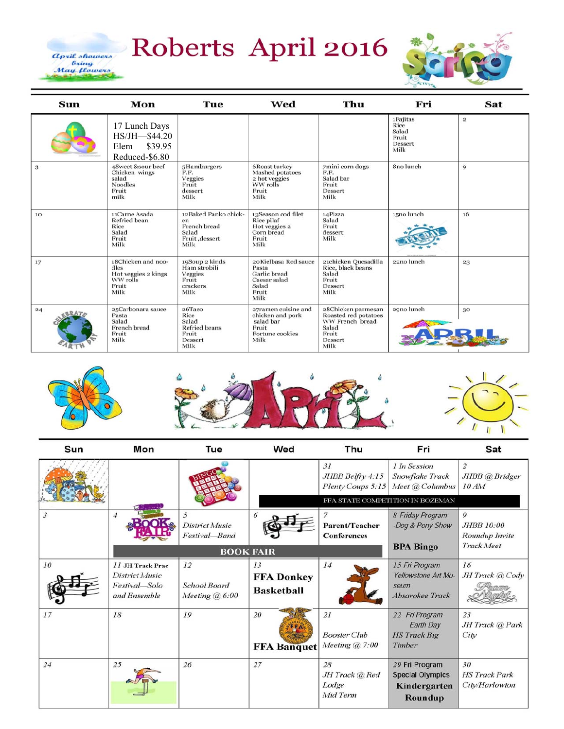# Roberts April 2016

| Sun | Mon | Tue | Wed | Thu | Fri | Sat |
|---|---|---|---|---|---|---|
| | 17 Lunch Days HS/JH—$44.20 Elem— $39.95 Reduced-$6.80 | | | | 1Fajitas Rice Salad Fruit Dessert Milk | 2 |
| 3 | 4Sweet &sour beef Chicken wings salad Noodles Fruit milk | 5Hamburgers F.F. Veggies Fruit dessert Milk | 6Roast turkey Mashed potatoes 2 hot veggies WW rolls Fruit Milk | 7mini corn dogs F.F. Salad bar Fruit Dessert Milk | 8no lunch | 9 |
| 10 | 11Carne Asada Refried bean Rice Salad Fruit Milk | 12Baked Panko chicken French bread Salad Fruit ,dessert Milk | 13Season cod filet Rice pilaf Hot veggies 2 Corn bread Fruit Milk | 14Pizza Salad Fruit dessert Milk | 15no lunch | 16 |
| 17 | 18Chicken and noodles Hot veggies 2 kings WW rolls Fruit Milk | 19Soup 2 kinds Ham strobili Veggies Fruit crackers Milk | 20Kielbasa Red sauce Pasta Garlic bread Caesar salad Salad Fruit Milk | 21chicken Quesadilla Rice, black beans Salad Fruit Dessert Milk | 22no lunch | 23 |
| 24 | 25Carbonara sauce Pasta Salad French bread Fruit Milk | 26Taco Rice Salad Refried beans Fruit Dessert Milk | 27ramen cuisine and chicken and pork salad bar Fruit Fortune cookies Milk | 28Chicken parmesan Roasted red potatoes WW French bread Salad Fruit Dessert Milk | 29no lunch | 30 |

# April

| Sun | Mon | Tue | Wed | Thu | Fri | Sat |
|---|---|---|---|---|---|---|
| | | | | 31 *JHBB Belfry 4:15 Plenty Coups 5:15* | *1 In Session Snowflake Track Meet @ Columbus* | *2 JHBB @ Bridger 10 AM* |
| | | | | FFA STATE COMPETITION IN BOZEMAN | | |
| *3* | *4* | *5 District Music Festival—Band* | *6* | *7* **Parent/Teacher Conferences** | *8 Friday Program -Dog & Pony Show* **BPA Bingo** | *9 JHBB 10:00 Roundup Invite Track Meet* |
| | BOOK FAIR | | | | | |
| *10* | *11* **JH Track Prac** *District Music Festival—Solo and Ensemble* | *12 School Board Meeting @ 6:00* | *13* **FFA Donkey Basketball** | *14* | *15 Fri Program Yellowstone Art Museum Absarokee Track* | *16 JH Track @ Cody* Prom Night |
| *17* | *18* | *19* | *20* **FFA Banquet** | *21 Booster Club Meeting @ 7:00* | *22 Fri Program Earth Day HS Track Big Timber* | *23 JH Track @ Park City* |
| *24* | *25* | *26* | *27* | *28 JH Track @ Red Lodge Mid Term* | *29* Fri Program Special Olympics **Kindergarten Roundup** | *30 HS Track Park City/Harlowton* |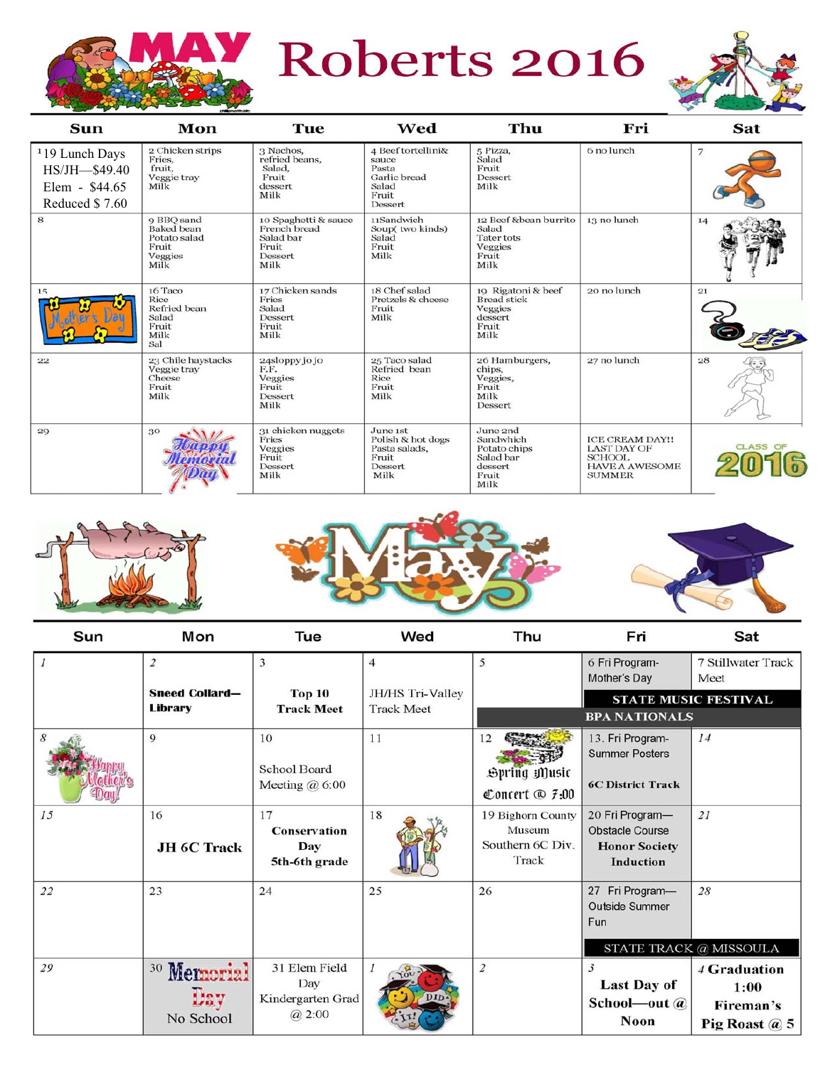# MAY Roberts 2016

| Sun | Mon | Tue | Wed | Thu | Fri | Sat |
|---|---|---|---|---|---|---|
| 1 19 Lunch Days HS/JH—$49.40 Elem - $44.65 Reduced $ 7.60 | 2 Chicken strips Fries, fruit, Veggie tray Milk | 3 Nachos, refried beans, Salad, Fruit dessert Milk | 4 Beef tortellini& sauce Pasta Garlic bread Salad Fruit Dessert | 5 Pizza, Salad Fruit Dessert Milk | 6 no lunch | 7 |
| 8 | 9 BBQ sand Baked bean Potato salad Fruit Veggies Milk | 10 Spaghetti & sauce French bread Salad bar Fruit Dessert Milk | 11Sandwich Soup( two kinds) Salad Fruit Milk | 12 Beef &bean burrito Salad Tater tots Veggies Fruit Milk | 13 no lunch | 14 |
| 15 Mother's Day | 16 Taco Rice Refried bean Salad Fruit Milk Sal | 17 Chicken sands Fries Salad Dessert Fruit Milk | 18 Chef salad Pretzels & cheese Fruit Milk | 19 Rigatoni & beef Bread stick Veggies dessert Fruit Milk | 20 no lunch | 21 |
| 22 | 23 Chile haystacks Veggie tray Cheese Fruit Milk | 24sloppy jo jo F.F. Veggies Fruit Dessert Milk | 25 Taco salad Refried bean Rice Fruit Milk | 26 Hamburgers, chips, Veggies, Fruit Milk Dessert | 27 no lunch | 28 |
| 29 | 30 Happy Memorial Day | 31 chicken nuggets Fries Veggies Fruit Dessert Milk | June 1st Polish & hot dogs Pasta salads, Fruit Dessert Milk | June 2nd Sandwhich Potato chips Salad bar dessert Fruit Milk | ICE CREAM DAY!! LAST DAY OF SCHOOL. HAVE A AWESOME SUMMER | CLASS OF 2016 |

# May

| Sun | Mon | Tue | Wed | Thu | Fri | Sat |
|---|---|---|---|---|---|---|
| 1 | 2 **Sneed Collard—Library** | 3 **Top 10 Track Meet** | 4 JH/HS Tri-Valley Track Meet | 5 **BPA NATIONALS** | 6 Fri Program-Mother's Day **STATE MUSIC FESTIVAL** **BPA NATIONALS** | 7 Stillwater Track Meet **STATE MUSIC FESTIVAL** **BPA NATIONALS** |
| 8 Happy Mother's Day! | 9 | 10 School Board Meeting @ 6:00 | 11 | 12 Spring Music Concert @ 7:00 | 13. Fri Program-Summer Posters **6C District Track** | 14 |
| 15 | 16 **JH 6C Track** | 17 **Conservation Day 5th-6th grade** | 18 | 19 Bighorn County Museum Southern 6C Div. Track | 20 Fri Program—Obstacle Course **Honor Society Induction** | 21 |
| 22 | 23 | 24 | 25 | 26 | 27 Fri Program—Outside Summer Fun **STATE TRACK @ MISSOULA** | 28 **STATE TRACK @ MISSOULA** |
| 29 | 30 Memorial Day No School | 31 Elem Field Day Kindergarten Grad @ 2:00 | 1 | 2 | 3 **Last Day of School—out @ Noon** | 4 **Graduation 1:00 Fireman's Pig Roast @ 5** |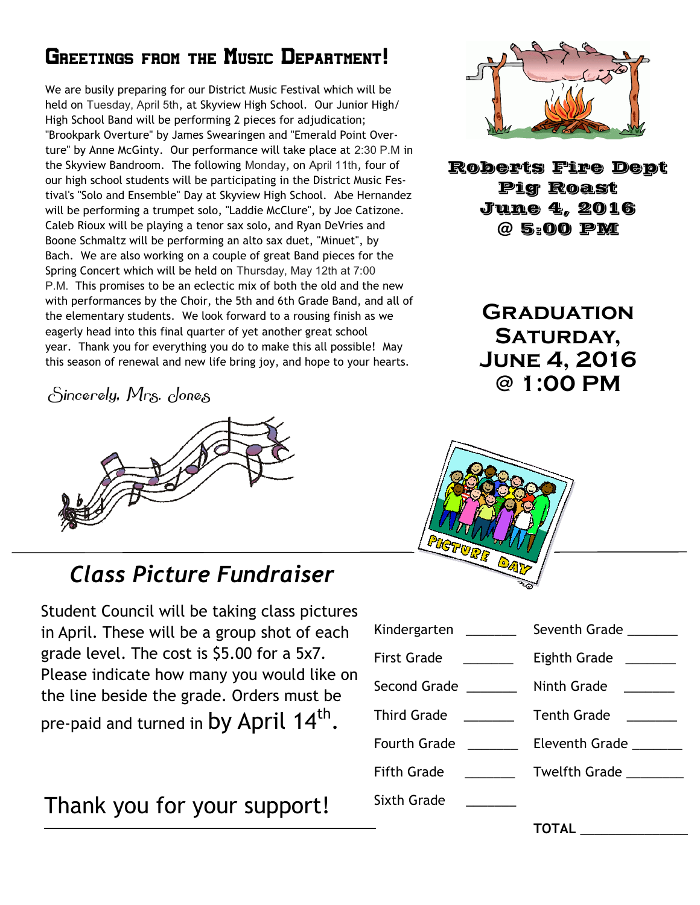## Greetings from the Music Department!

We are busily preparing for our District Music Festival which will be held on Tuesday, April 5th, at Skyview High School. Our Junior High/High School Band will be performing 2 pieces for adjudication; "Brookpark Overture" by James Swearingen and "Emerald Point Overture" by Anne McGinty. Our performance will take place at 2:30 P.M in the Skyview Bandroom. The following Monday, on April 11th, four of our high school students will be participating in the District Music Festival's "Solo and Ensemble" Day at Skyview High School. Abe Hernandez will be performing a trumpet solo, "Laddie McClure", by Joe Catizone. Caleb Rioux will be playing a tenor sax solo, and Ryan DeVries and Boone Schmaltz will be performing an alto sax duet, "Minuet", by Bach. We are also working on a couple of great Band pieces for the Spring Concert which will be held on Thursday, May 12th at 7:00 P.M. This promises to be an eclectic mix of both the old and the new with performances by the Choir, the 5th and 6th Grade Band, and all of the elementary students. We look forward to a rousing finish as we eagerly head into this final quarter of yet another great school year. Thank you for everything you do to make this all possible! May this season of renewal and new life bring joy, and hope to your hearts.

*Sincerely, Mrs. Jones*

**Roberts Fire Dept Pig Roast**
**June 4, 2016**
**@ 5:00 PM**

**Graduation**
**Saturday, June 4, 2016**
**@ 1:00 PM**

## *Class Picture Fundraiser*

Student Council will be taking class pictures in April. These will be a group shot of each grade level. The cost is $5.00 for a 5x7. Please indicate how many you would like on the line beside the grade. Orders must be pre-paid and turned in by April 14th.

Thank you for your support!

| | | | |
|---|---|---|---|
| Kindergarten | _______ | Seventh Grade | _______ |
| First Grade | _______ | Eighth Grade | _______ |
| Second Grade | _______ | Ninth Grade | _______ |
| Third Grade | _______ | Tenth Grade | _______ |
| Fourth Grade | _______ | Eleventh Grade | _______ |
| Fifth Grade | _______ | Twelfth Grade | _______ |
| Sixth Grade | _______ | | |
| | | **TOTAL** | _______________ |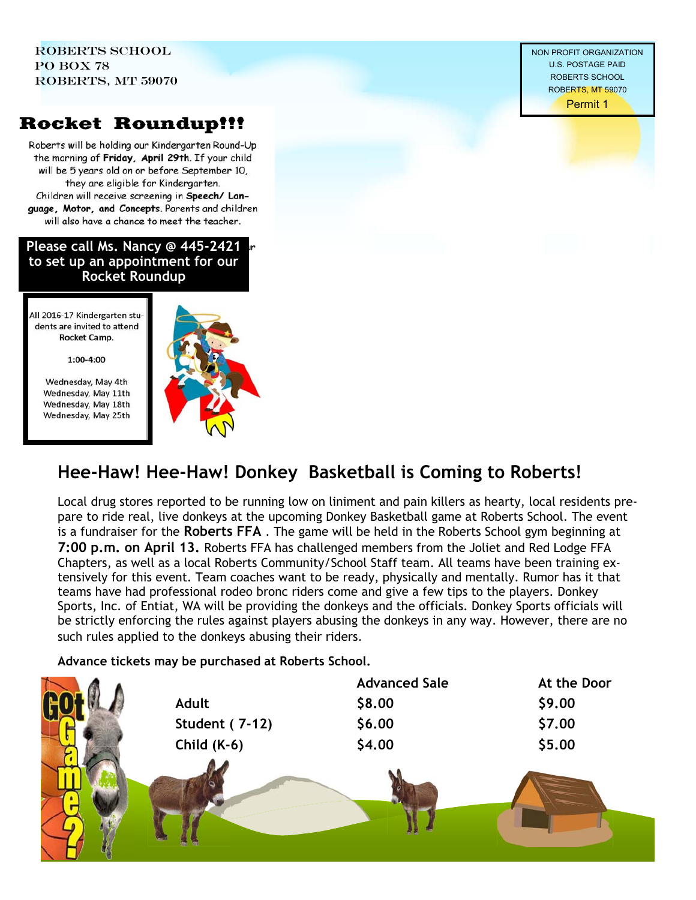ROBERTS SCHOOL
PO BOX 78
ROBERTS, MT 59070

NON PROFIT ORGANIZATION
U.S. POSTAGE PAID
ROBERTS SCHOOL
ROBERTS, MT 59070
Permit 1

# Rocket Roundup!!!

Roberts will be holding our Kindergarten Round-Up the morning of **Friday, April 29th**. If your child will be 5 years old on or before September 10, they are eligible for Kindergarten. Children will receive screening in **Speech/ Language, Motor, and Concepts**. Parents and children will also have a chance to meet the teacher.

**Please call Ms. Nancy @ 445-2421 to set up an appointment for our Rocket Roundup**

All 2016-17 Kindergarten students are invited to attend Rocket Camp.

1:00-4:00

Wednesday, May 4th
Wednesday, May 11th
Wednesday, May 18th
Wednesday, May 25th

## Hee-Haw! Hee-Haw! Donkey Basketball is Coming to Roberts!

Local drug stores reported to be running low on liniment and pain killers as hearty, local residents prepare to ride real, live donkeys at the upcoming Donkey Basketball game at Roberts School. The event is a fundraiser for the **Roberts FFA** . The game will be held in the Roberts School gym beginning at **7:00 p.m. on April 13.** Roberts FFA has challenged members from the Joliet and Red Lodge FFA Chapters, as well as a local Roberts Community/School Staff team. All teams have been training extensively for this event. Team coaches want to be ready, physically and mentally. Rumor has it that teams have had professional rodeo bronc riders come and give a few tips to the players. Donkey Sports, Inc. of Entiat, WA will be providing the donkeys and the officials. Donkey Sports officials will be strictly enforcing the rules against players abusing the donkeys in any way. However, there are no such rules applied to the donkeys abusing their riders.

**Advance tickets may be purchased at Roberts School.**

| | Advanced Sale | At the Door |
|---|---|---|
| **Adult** | **$8.00** | **$9.00** |
| **Student ( 7-12)** | **$6.00** | **$7.00** |
| **Child (K-6)** | **$4.00** | **$5.00** |

Got Game?